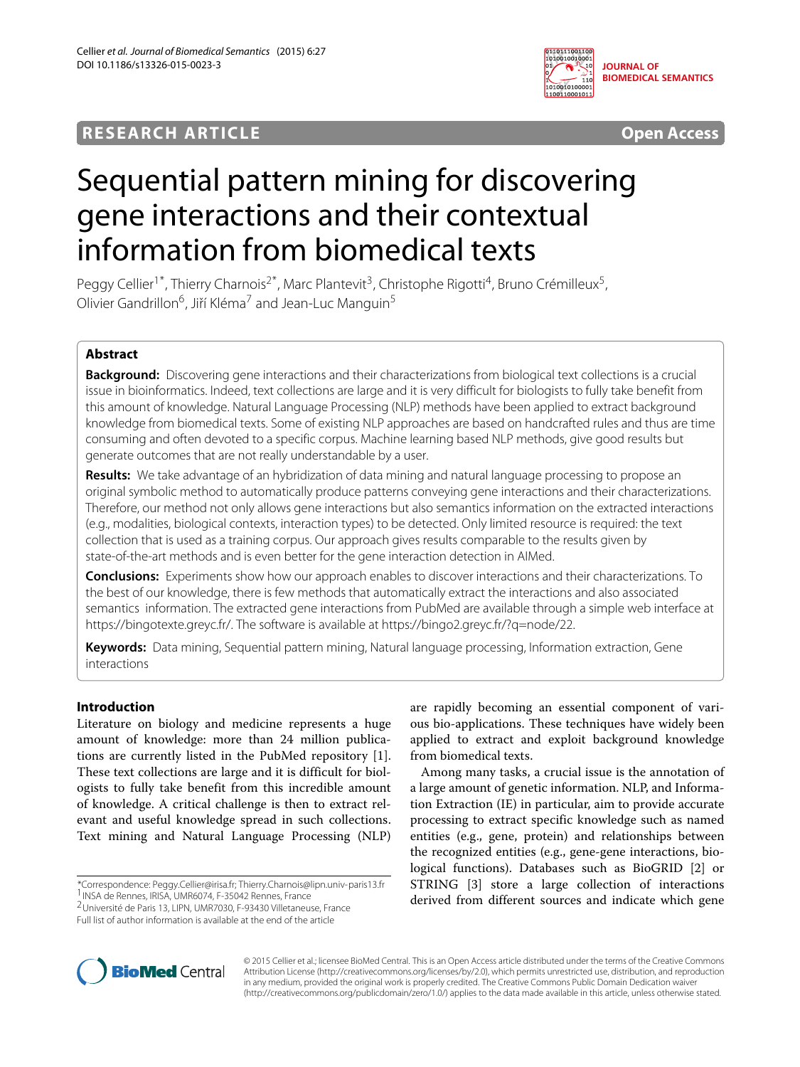RESEARCH ARTICLE

Open Access

# Sequential pattern mining for discovering gene interactions and their contextual information from biomedical texts

Peggy Cellier[1*], Thierry Charnois[2*], Marc Plantevit[3], Christophe Rigotti[4], Bruno Crémilleux[5], Olivier Gandrillon[6], Jiří Kléma[7] and Jean-Luc Manguin[5]

## Abstract

**Background:** Discovering gene interactions and their characterizations from biological text collections is a crucial issue in bioinformatics. Indeed, text collections are large and it is very difficult for biologists to fully take benefit from this amount of knowledge. Natural Language Processing (NLP) methods have been applied to extract background knowledge from biomedical texts. Some of existing NLP approaches are based on handcrafted rules and thus are time consuming and often devoted to a specific corpus. Machine learning based NLP methods, give good results but generate outcomes that are not really understandable by a user.

**Results:** We take advantage of an hybridization of data mining and natural language processing to propose an original symbolic method to automatically produce patterns conveying gene interactions and their characterizations. Therefore, our method not only allows gene interactions but also semantics information on the extracted interactions (e.g., modalities, biological contexts, interaction types) to be detected. Only limited resource is required: the text collection that is used as a training corpus. Our approach gives results comparable to the results given by state-of-the-art methods and is even better for the gene interaction detection in AIMed.

**Conclusions:** Experiments show how our approach enables to discover interactions and their characterizations. To the best of our knowledge, there is few methods that automatically extract the interactions and also associated semantics information. The extracted gene interactions from PubMed are available through a simple web interface at https://bingotexte.greyc.fr/. The software is available at https://bingo2.greyc.fr/?q=node/22.

**Keywords:** Data mining, Sequential pattern mining, Natural language processing, Information extraction, Gene interactions

## Introduction

Literature on biology and medicine represents a huge amount of knowledge: more than 24 million publications are currently listed in the PubMed repository [1]. These text collections are large and it is difficult for biologists to fully take benefit from this incredible amount of knowledge. A critical challenge is then to extract relevant and useful knowledge spread in such collections. Text mining and Natural Language Processing (NLP) are rapidly becoming an essential component of various bio-applications. These techniques have widely been applied to extract and exploit background knowledge from biomedical texts.

Among many tasks, a crucial issue is the annotation of a large amount of genetic information. NLP, and Information Extraction (IE) in particular, aim to provide accurate processing to extract specific knowledge such as named entities (e.g., gene, protein) and relationships between the recognized entities (e.g., gene-gene interactions, biological functions). Databases such as BioGRID [2] or STRING [3] store a large collection of interactions derived from different sources and indicate which gene

*Correspondence: Peggy.Cellier@irisa.fr; Thierry.Charnois@lipn.univ-paris13.fr
[1] INSA de Rennes, IRISA, UMR6074, F-35042 Rennes, France
[2] Université de Paris 13, LIPN, UMR7030, F-93430 Villetaneuse, France
Full list of author information is available at the end of the article

© 2015 Cellier et al.; licensee BioMed Central. This is an Open Access article distributed under the terms of the Creative Commons Attribution License (http://creativecommons.org/licenses/by/2.0), which permits unrestricted use, distribution, and reproduction in any medium, provided the original work is properly credited. The Creative Commons Public Domain Dedication waiver (http://creativecommons.org/publicdomain/zero/1.0/) applies to the data made available in this article, unless otherwise stated.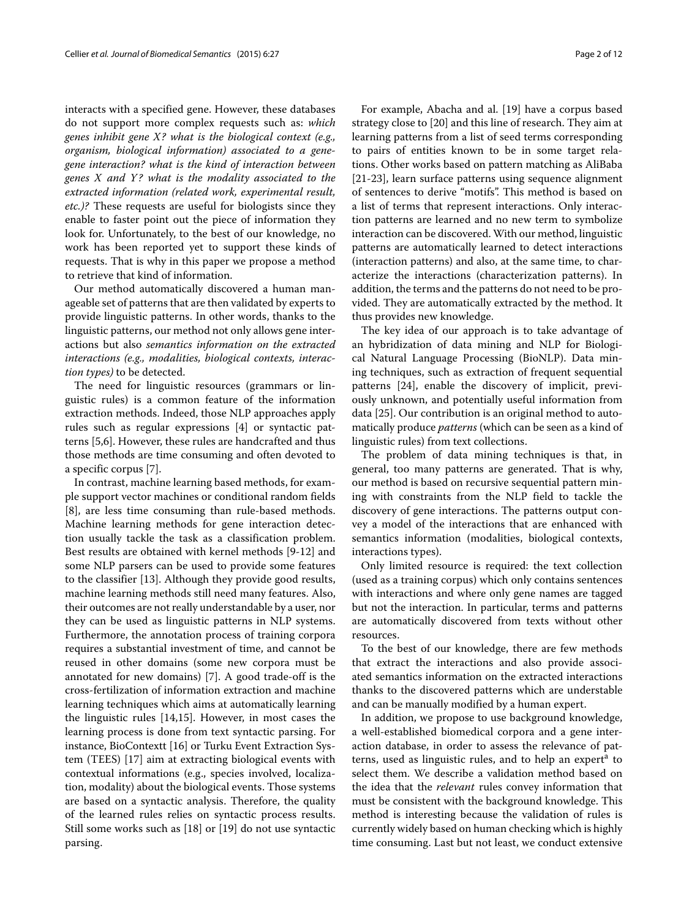interacts with a specified gene. However, these databases do not support more complex requests such as: *which genes inhibit gene X? what is the biological context (e.g., organism, biological information) associated to a gene-gene interaction? what is the kind of interaction between genes X and Y? what is the modality associated to the extracted information (related work, experimental result, etc.)?* These requests are useful for biologists since they enable to faster point out the piece of information they look for. Unfortunately, to the best of our knowledge, no work has been reported yet to support these kinds of requests. That is why in this paper we propose a method to retrieve that kind of information.

Our method automatically discovered a human manageable set of patterns that are then validated by experts to provide linguistic patterns. In other words, thanks to the linguistic patterns, our method not only allows gene interactions but also *semantics information on the extracted interactions (e.g., modalities, biological contexts, interaction types)* to be detected.

The need for linguistic resources (grammars or linguistic rules) is a common feature of the information extraction methods. Indeed, those NLP approaches apply rules such as regular expressions [4] or syntactic patterns [5,6]. However, these rules are handcrafted and thus those methods are time consuming and often devoted to a specific corpus [7].

In contrast, machine learning based methods, for example support vector machines or conditional random fields [8], are less time consuming than rule-based methods. Machine learning methods for gene interaction detection usually tackle the task as a classification problem. Best results are obtained with kernel methods [9-12] and some NLP parsers can be used to provide some features to the classifier [13]. Although they provide good results, machine learning methods still need many features. Also, their outcomes are not really understandable by a user, nor they can be used as linguistic patterns in NLP systems. Furthermore, the annotation process of training corpora requires a substantial investment of time, and cannot be reused in other domains (some new corpora must be annotated for new domains) [7]. A good trade-off is the cross-fertilization of information extraction and machine learning techniques which aims at automatically learning the linguistic rules [14,15]. However, in most cases the learning process is done from text syntactic parsing. For instance, BioContextt [16] or Turku Event Extraction System (TEES) [17] aim at extracting biological events with contextual informations (e.g., species involved, localization, modality) about the biological events. Those systems are based on a syntactic analysis. Therefore, the quality of the learned rules relies on syntactic process results. Still some works such as [18] or [19] do not use syntactic parsing.

For example, Abacha and al. [19] have a corpus based strategy close to [20] and this line of research. They aim at learning patterns from a list of seed terms corresponding to pairs of entities known to be in some target relations. Other works based on pattern matching as AliBaba [21-23], learn surface patterns using sequence alignment of sentences to derive "motifs". This method is based on a list of terms that represent interactions. Only interaction patterns are learned and no new term to symbolize interaction can be discovered. With our method, linguistic patterns are automatically learned to detect interactions (interaction patterns) and also, at the same time, to characterize the interactions (characterization patterns). In addition, the terms and the patterns do not need to be provided. They are automatically extracted by the method. It thus provides new knowledge.

The key idea of our approach is to take advantage of an hybridization of data mining and NLP for Biological Natural Language Processing (BioNLP). Data mining techniques, such as extraction of frequent sequential patterns [24], enable the discovery of implicit, previously unknown, and potentially useful information from data [25]. Our contribution is an original method to automatically produce *patterns* (which can be seen as a kind of linguistic rules) from text collections.

The problem of data mining techniques is that, in general, too many patterns are generated. That is why, our method is based on recursive sequential pattern mining with constraints from the NLP field to tackle the discovery of gene interactions. The patterns output convey a model of the interactions that are enhanced with semantics information (modalities, biological contexts, interactions types).

Only limited resource is required: the text collection (used as a training corpus) which only contains sentences with interactions and where only gene names are tagged but not the interaction. In particular, terms and patterns are automatically discovered from texts without other resources.

To the best of our knowledge, there are few methods that extract the interactions and also provide associated semantics information on the extracted interactions thanks to the discovered patterns which are understable and can be manually modified by a human expert.

In addition, we propose to use background knowledge, a well-established biomedical corpora and a gene interaction database, in order to assess the relevance of patterns, used as linguistic rules, and to help an expert[a] to select them. We describe a validation method based on the idea that the *relevant* rules convey information that must be consistent with the background knowledge. This method is interesting because the validation of rules is currently widely based on human checking which is highly time consuming. Last but not least, we conduct extensive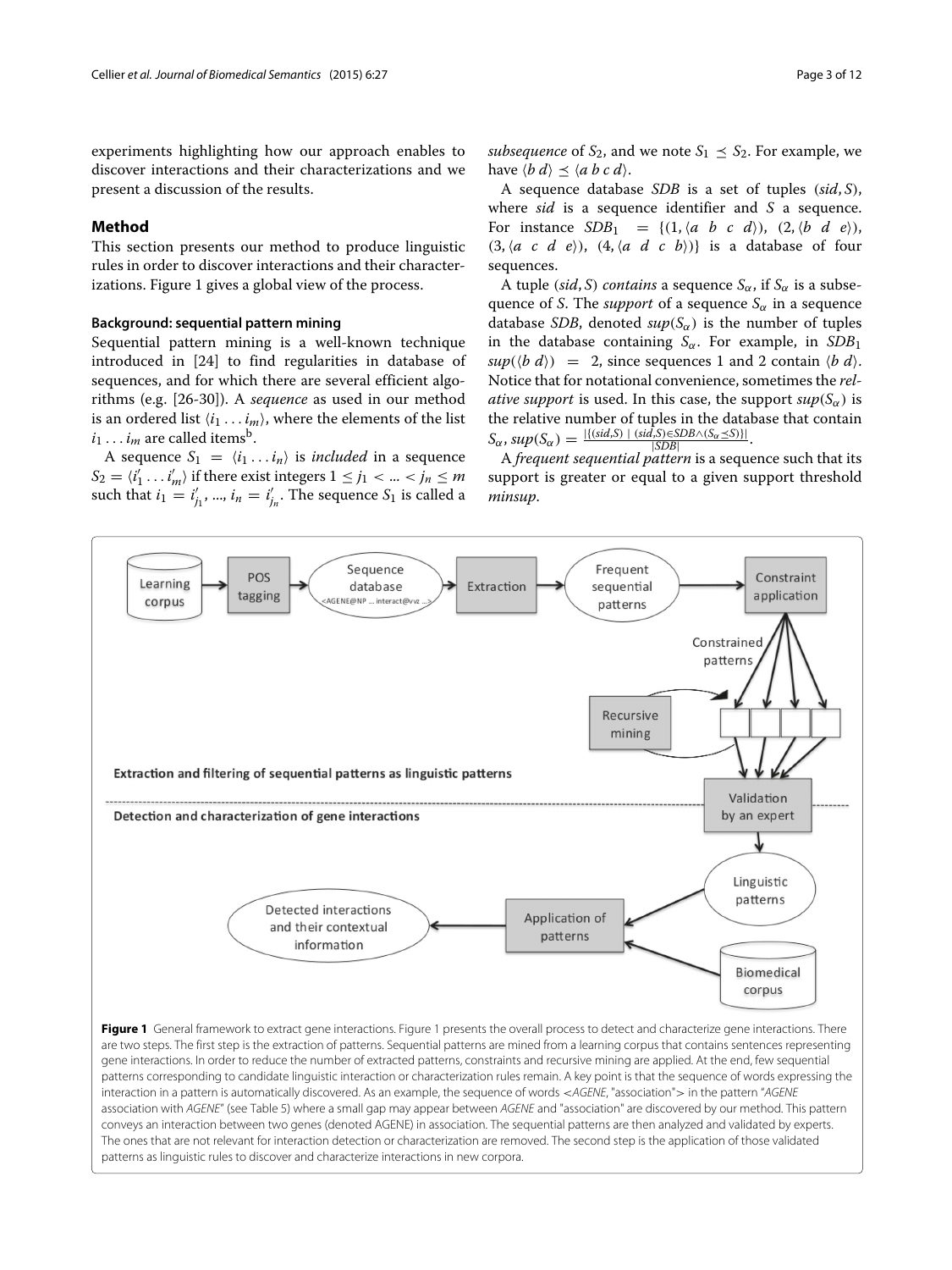experiments highlighting how our approach enables to discover interactions and their characterizations and we present a discussion of the results.

## Method

This section presents our method to produce linguistic rules in order to discover interactions and their characterizations. Figure 1 gives a global view of the process.

### Background: sequential pattern mining

Sequential pattern mining is a well-known technique introduced in [24] to find regularities in database of sequences, and for which there are several efficient algorithms (e.g. [26-30]). A *sequence* as used in our method is an ordered list $\langle i_1 \dots i_m \rangle$, where the elements of the list $i_1 \dots i_m$ are called items[b].

A sequence $S_1 = \langle i_1 \dots i_n \rangle$ is *included* in a sequence $S_2 = \langle i'_1 \dots i'_m \rangle$ if there exist integers $1 \leq j_1 < \dots < j_n \leq m$ such that $i_1 = i'_{j_1}, \dots, i_n = i'_{j_n}$. The sequence $S_1$ is called a *subsequence* of $S_2$, and we note $S_1 \preceq S_2$. For example, we have $\langle b\ d \rangle \preceq \langle a\ b\ c\ d \rangle$.

A sequence database *SDB* is a set of tuples $(sid, S)$, where *sid* is a sequence identifier and *S* a sequence. For instance $SDB_1 = \{(1, \langle a\ b\ c\ d \rangle), (2, \langle b\ d\ e \rangle), (3, \langle a\ c\ d\ e \rangle), (4, \langle a\ d\ c\ b \rangle)\}$ is a database of four sequences.

A tuple $(sid, S)$ *contains* a sequence $S_\alpha$, if $S_\alpha$ is a subsequence of *S*. The *support* of a sequence $S_\alpha$ in a sequence database *SDB*, denoted $sup(S_\alpha)$ is the number of tuples in the database containing $S_\alpha$. For example, in $SDB_1$ $sup(\langle b\ d \rangle) = 2$, since sequences 1 and 2 contain $\langle b\ d \rangle$. Notice that for notational convenience, sometimes the *relative support* is used. In this case, the support $sup(S_\alpha)$ is the relative number of tuples in the database that contain $S_\alpha$, $sup(S_\alpha) = \frac{|\{(sid,S) \mid (sid,S) \in SDB \wedge (S_\alpha \preceq S)\}|}{|SDB|}$.

A *frequent sequential pattern* is a sequence such that its support is greater or equal to a given support threshold *minsup*.

**Figure 1** General framework to extract gene interactions. Figure 1 presents the overall process to detect and characterize gene interactions. There are two steps. The first step is the extraction of patterns. Sequential patterns are mined from a learning corpus that contains sentences representing gene interactions. In order to reduce the number of extracted patterns, constraints and recursive mining are applied. At the end, few sequential patterns corresponding to candidate linguistic interaction or characterization rules remain. A key point is that the sequence of words expressing the interaction in a pattern is automatically discovered. As an example, the sequence of words <*AGENE*, "association"> in the pattern "*AGENE* association with *AGENE*" (see Table 5) where a small gap may appear between *AGENE* and "association" are discovered by our method. This pattern conveys an interaction between two genes (denoted AGENE) in association. The sequential patterns are then analyzed and validated by experts. The ones that are not relevant for interaction detection or characterization are removed. The second step is the application of those validated patterns as linguistic rules to discover and characterize interactions in new corpora.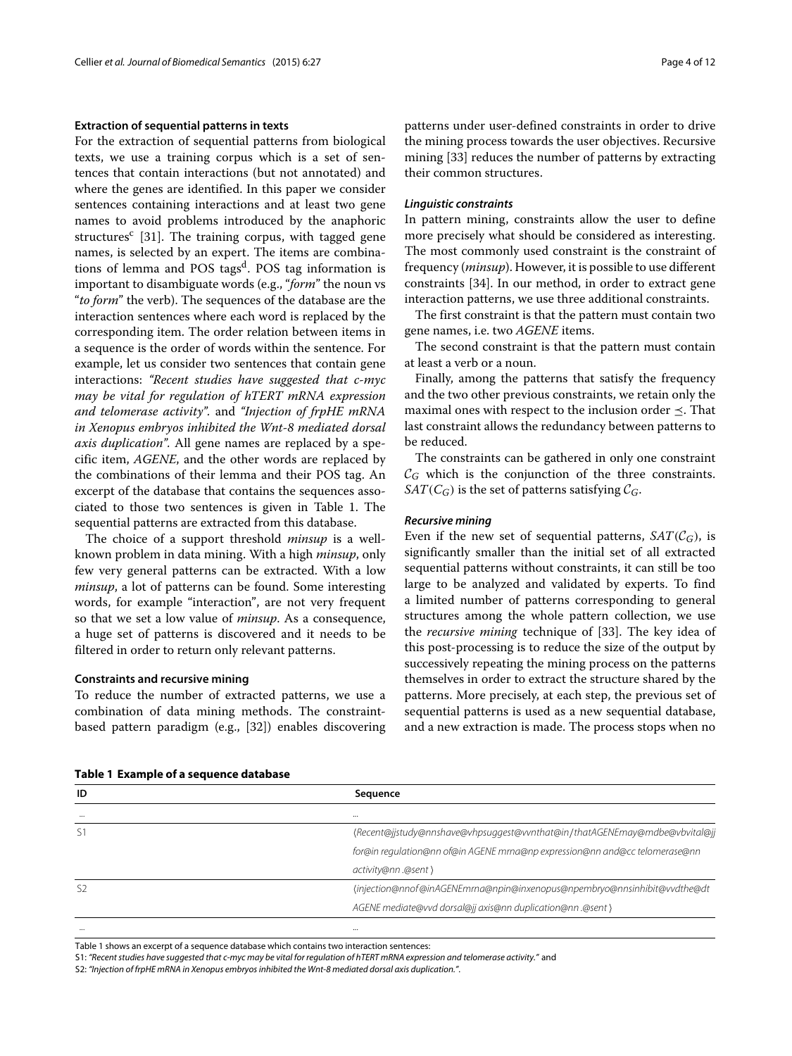### Extraction of sequential patterns in texts

For the extraction of sequential patterns from biological texts, we use a training corpus which is a set of sentences that contain interactions (but not annotated) and where the genes are identified. In this paper we consider sentences containing interactions and at least two gene names to avoid problems introduced by the anaphoric structures[c] [31]. The training corpus, with tagged gene names, is selected by an expert. The items are combinations of lemma and POS tags[d]. POS tag information is important to disambiguate words (e.g., "*form*" the noun vs "*to form*" the verb). The sequences of the database are the interaction sentences where each word is replaced by the corresponding item. The order relation between items in a sequence is the order of words within the sentence. For example, let us consider two sentences that contain gene interactions: *"Recent studies have suggested that c-myc may be vital for regulation of hTERT mRNA expression and telomerase activity".* and *"Injection of frpHE mRNA in Xenopus embryos inhibited the Wnt-8 mediated dorsal axis duplication".* All gene names are replaced by a specific item, *AGENE*, and the other words are replaced by the combinations of their lemma and their POS tag. An excerpt of the database that contains the sequences associated to those two sentences is given in Table 1. The sequential patterns are extracted from this database.

The choice of a support threshold *minsup* is a well-known problem in data mining. With a high *minsup*, only few very general patterns can be extracted. With a low *minsup*, a lot of patterns can be found. Some interesting words, for example "interaction", are not very frequent so that we set a low value of *minsup*. As a consequence, a huge set of patterns is discovered and it needs to be filtered in order to return only relevant patterns.

### Constraints and recursive mining

To reduce the number of extracted patterns, we use a combination of data mining methods. The constraint-based pattern paradigm (e.g., [32]) enables discovering patterns under user-defined constraints in order to drive the mining process towards the user objectives. Recursive mining [33] reduces the number of patterns by extracting their common structures.

#### *Linguistic constraints*

In pattern mining, constraints allow the user to define more precisely what should be considered as interesting. The most commonly used constraint is the constraint of frequency (*minsup*). However, it is possible to use different constraints [34]. In our method, in order to extract gene interaction patterns, we use three additional constraints.

The first constraint is that the pattern must contain two gene names, i.e. two *AGENE* items.

The second constraint is that the pattern must contain at least a verb or a noun.

Finally, among the patterns that satisfy the frequency and the two other previous constraints, we retain only the maximal ones with respect to the inclusion order $\preceq$. That last constraint allows the redundancy between patterns to be reduced.

The constraints can be gathered in only one constraint $\mathcal{C}_G$ which is the conjunction of the three constraints. $SAT(\mathcal{C}_G)$ is the set of patterns satisfying $\mathcal{C}_G$.

#### *Recursive mining*

Even if the new set of sequential patterns, $SAT(\mathcal{C}_G)$, is significantly smaller than the initial set of all extracted sequential patterns without constraints, it can still be too large to be analyzed and validated by experts. To find a limited number of patterns corresponding to general structures among the whole pattern collection, we use the *recursive mining* technique of [33]. The key idea of this post-processing is to reduce the size of the output by successively repeating the mining process on the patterns themselves in order to extract the structure shared by the patterns. More precisely, at each step, the previous set of sequential patterns is used as a new sequential database, and a new extraction is made. The process stops when no

**Table 1 Example of a sequence database**

| ID | Sequence |
|---|---|
| ... | ... |
| S1 | ⟨*Recent@jjstudy@nnshave@vhpsuggest@vvnthat@in/thatAGENEmay@mdbe@vbvital@jj for@in regulation@nn of@in AGENE mrna@np expression@nn and@cc telomerase@nn activity@nn .@sent* ⟩ |
| S2 | ⟨*injection@nnof@inAGENEmrna@npin@inxenopus@npembryo@nnsinhibit@vvdthe@dt AGENE mediate@vvd dorsal@jj axis@nn duplication@nn .@sent* ⟩ |
| ... | ... |

Table 1 shows an excerpt of a sequence database which contains two interaction sentences:
S1: *"Recent studies have suggested that c-myc may be vital for regulation of hTERT mRNA expression and telomerase activity."* and
S2: *"Injection of frpHE mRNA in Xenopus embryos inhibited the Wnt-8 mediated dorsal axis duplication."*.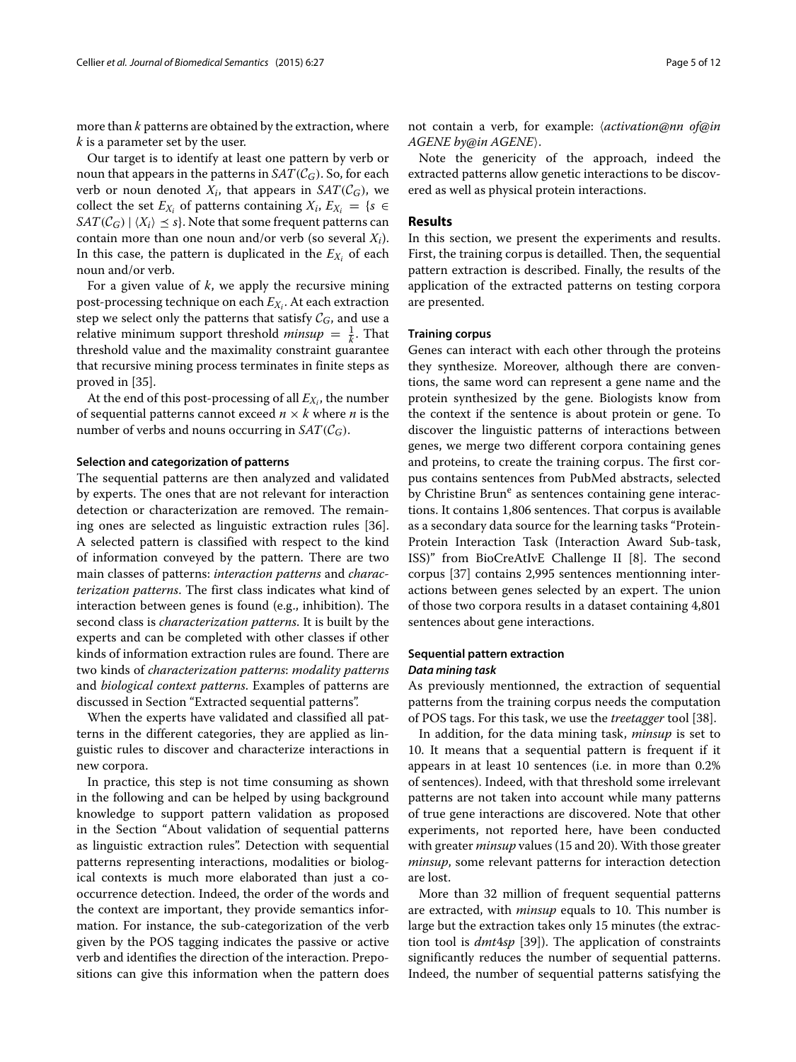more than $k$ patterns are obtained by the extraction, where $k$ is a parameter set by the user.

Our target is to identify at least one pattern by verb or noun that appears in the patterns in $SAT(\mathcal{C}_G)$. So, for each verb or noun denoted $X_i$, that appears in $SAT(\mathcal{C}_G)$, we collect the set $E_{X_i}$ of patterns containing $X_i$, $E_{X_i} = \{s \in SAT(\mathcal{C}_G) \mid \langle X_i \rangle \preceq s\}$. Note that some frequent patterns can contain more than one noun and/or verb (so several $X_i$). In this case, the pattern is duplicated in the $E_{X_i}$ of each noun and/or verb.

For a given value of $k$, we apply the recursive mining post-processing technique on each $E_{X_i}$. At each extraction step we select only the patterns that satisfy $\mathcal{C}_G$, and use a relative minimum support threshold $minsup = \frac{1}{k}$. That threshold value and the maximality constraint guarantee that recursive mining process terminates in finite steps as proved in [35].

At the end of this post-processing of all $E_{X_i}$, the number of sequential patterns cannot exceed $n \times k$ where $n$ is the number of verbs and nouns occurring in $SAT(\mathcal{C}_G)$.

#### Selection and categorization of patterns

The sequential patterns are then analyzed and validated by experts. The ones that are not relevant for interaction detection or characterization are removed. The remaining ones are selected as linguistic extraction rules [36]. A selected pattern is classified with respect to the kind of information conveyed by the pattern. There are two main classes of patterns: *interaction patterns* and *characterization patterns*. The first class indicates what kind of interaction between genes is found (e.g., inhibition). The second class is *characterization patterns*. It is built by the experts and can be completed with other classes if other kinds of information extraction rules are found. There are two kinds of *characterization patterns*: *modality patterns* and *biological context patterns*. Examples of patterns are discussed in Section "Extracted sequential patterns".

When the experts have validated and classified all patterns in the different categories, they are applied as linguistic rules to discover and characterize interactions in new corpora.

In practice, this step is not time consuming as shown in the following and can be helped by using background knowledge to support pattern validation as proposed in the Section "About validation of sequential patterns as linguistic extraction rules". Detection with sequential patterns representing interactions, modalities or biological contexts is much more elaborated than just a cooccurrence detection. Indeed, the order of the words and the context are important, they provide semantics information. For instance, the sub-categorization of the verb given by the POS tagging indicates the passive or active verb and identifies the direction of the interaction. Prepositions can give this information when the pattern does not contain a verb, for example: ⟨*activation@nn of@in AGENE by@in AGENE*⟩.

Note the genericity of the approach, indeed the extracted patterns allow genetic interactions to be discovered as well as physical protein interactions.

## Results

In this section, we present the experiments and results. First, the training corpus is detailled. Then, the sequential pattern extraction is described. Finally, the results of the application of the extracted patterns on testing corpora are presented.

#### Training corpus

Genes can interact with each other through the proteins they synthesize. Moreover, although there are conventions, the same word can represent a gene name and the protein synthesized by the gene. Biologists know from the context if the sentence is about protein or gene. To discover the linguistic patterns of interactions between genes, we merge two different corpora containing genes and proteins, to create the training corpus. The first corpus contains sentences from PubMed abstracts, selected by Christine Brun[e] as sentences containing gene interactions. It contains 1,806 sentences. That corpus is available as a secondary data source for the learning tasks "Protein-Protein Interaction Task (Interaction Award Sub-task, ISS)" from BioCreAtIvE Challenge II [8]. The second corpus [37] contains 2,995 sentences mentionning interactions between genes selected by an expert. The union of those two corpora results in a dataset containing 4,801 sentences about gene interactions.

#### Sequential pattern extraction

##### *Data mining task*

As previously mentionned, the extraction of sequential patterns from the training corpus needs the computation of POS tags. For this task, we use the *treetagger* tool [38].

In addition, for the data mining task, *minsup* is set to 10. It means that a sequential pattern is frequent if it appears in at least 10 sentences (i.e. in more than 0.2% of sentences). Indeed, with that threshold some irrelevant patterns are not taken into account while many patterns of true gene interactions are discovered. Note that other experiments, not reported here, have been conducted with greater *minsup* values (15 and 20). With those greater *minsup*, some relevant patterns for interaction detection are lost.

More than 32 million of frequent sequential patterns are extracted, with *minsup* equals to 10. This number is large but the extraction takes only 15 minutes (the extraction tool is *dmt4sp* [39]). The application of constraints significantly reduces the number of sequential patterns. Indeed, the number of sequential patterns satisfying the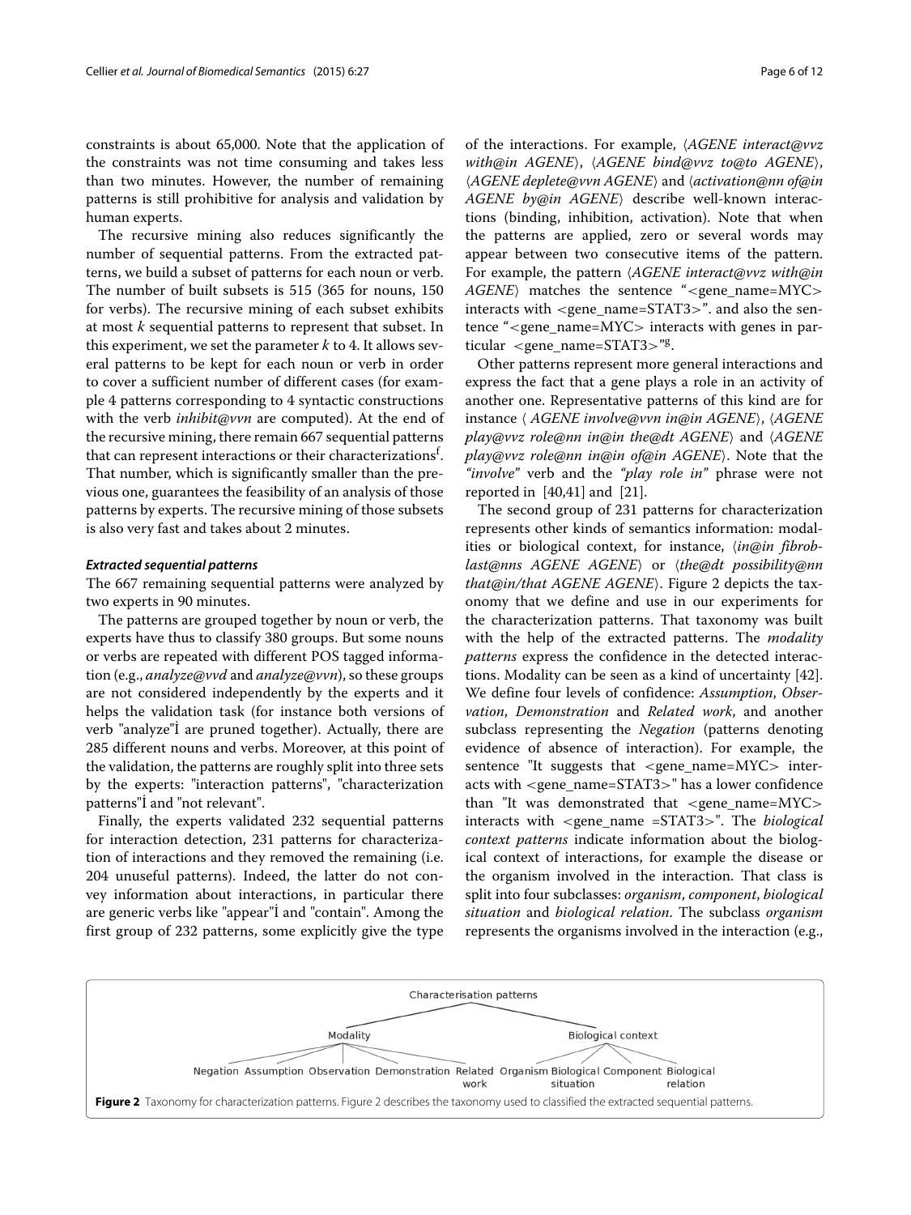constraints is about 65,000. Note that the application of the constraints was not time consuming and takes less than two minutes. However, the number of remaining patterns is still prohibitive for analysis and validation by human experts.

The recursive mining also reduces significantly the number of sequential patterns. From the extracted patterns, we build a subset of patterns for each noun or verb. The number of built subsets is 515 (365 for nouns, 150 for verbs). The recursive mining of each subset exhibits at most *k* sequential patterns to represent that subset. In this experiment, we set the parameter *k* to 4. It allows several patterns to be kept for each noun or verb in order to cover a sufficient number of different cases (for example 4 patterns corresponding to 4 syntactic constructions with the verb *inhibit@vvn* are computed). At the end of the recursive mining, there remain 667 sequential patterns that can represent interactions or their characterizations[f]. That number, which is significantly smaller than the previous one, guarantees the feasibility of an analysis of those patterns by experts. The recursive mining of those subsets is also very fast and takes about 2 minutes.

#### *Extracted sequential patterns*

The 667 remaining sequential patterns were analyzed by two experts in 90 minutes.

The patterns are grouped together by noun or verb, the experts have thus to classify 380 groups. But some nouns or verbs are repeated with different POS tagged information (e.g., *analyze@vvd* and *analyze@vvn*), so these groups are not considered independently by the experts and it helps the validation task (for instance both versions of verb "analyze"İ are pruned together). Actually, there are 285 different nouns and verbs. Moreover, at this point of the validation, the patterns are roughly split into three sets by the experts: "interaction patterns", "characterization patterns"İ and "not relevant".

Finally, the experts validated 232 sequential patterns for interaction detection, 231 patterns for characterization of interactions and they removed the remaining (i.e. 204 unuseful patterns). Indeed, the latter do not convey information about interactions, in particular there are generic verbs like "appear"İ and "contain". Among the first group of 232 patterns, some explicitly give the type of the interactions. For example, ⟨*AGENE interact@vvz with@in AGENE*⟩, ⟨*AGENE bind@vvz to@to AGENE*⟩, ⟨*AGENE deplete@vvn AGENE*⟩ and ⟨*activation@nn of@in AGENE by@in AGENE*⟩ describe well-known interactions (binding, inhibition, activation). Note that when the patterns are applied, zero or several words may appear between two consecutive items of the pattern. For example, the pattern ⟨*AGENE interact@vvz with@in AGENE*⟩ matches the sentence "<gene_name=MYC> interacts with <gene_name=STAT3>". and also the sentence "<gene_name=MYC> interacts with genes in particular <gene_name=STAT3>"[g].

Other patterns represent more general interactions and express the fact that a gene plays a role in an activity of another one. Representative patterns of this kind are for instance ⟨ *AGENE involve@vvn in@in AGENE*⟩, ⟨*AGENE play@vvz role@nn in@in the@dt AGENE*⟩ and ⟨*AGENE play@vvz role@nn in@in of@in AGENE*⟩. Note that the *"involve"* verb and the *"play role in"* phrase were not reported in [40,41] and [21].

The second group of 231 patterns for characterization represents other kinds of semantics information: modalities or biological context, for instance, ⟨*in@in fibroblast@nns AGENE AGENE*⟩ or ⟨*the@dt possibility@nn that@in/that AGENE AGENE*⟩. Figure 2 depicts the taxonomy that we define and use in our experiments for the characterization patterns. That taxonomy was built with the help of the extracted patterns. The *modality patterns* express the confidence in the detected interactions. Modality can be seen as a kind of uncertainty [42]. We define four levels of confidence: *Assumption*, *Observation*, *Demonstration* and *Related work*, and another subclass representing the *Negation* (patterns denoting evidence of absence of interaction). For example, the sentence "It suggests that <gene_name=MYC> interacts with <gene_name=STAT3>" has a lower confidence than "It was demonstrated that <gene_name=MYC> interacts with <gene_name =STAT3>". The *biological context patterns* indicate information about the biological context of interactions, for example the disease or the organism involved in the interaction. That class is split into four subclasses: *organism*, *component*, *biological situation* and *biological relation*. The subclass *organism* represents the organisms involved in the interaction (e.g.,

**Figure 2** Taxonomy for characterization patterns. Figure 2 describes the taxonomy used to classified the extracted sequential patterns.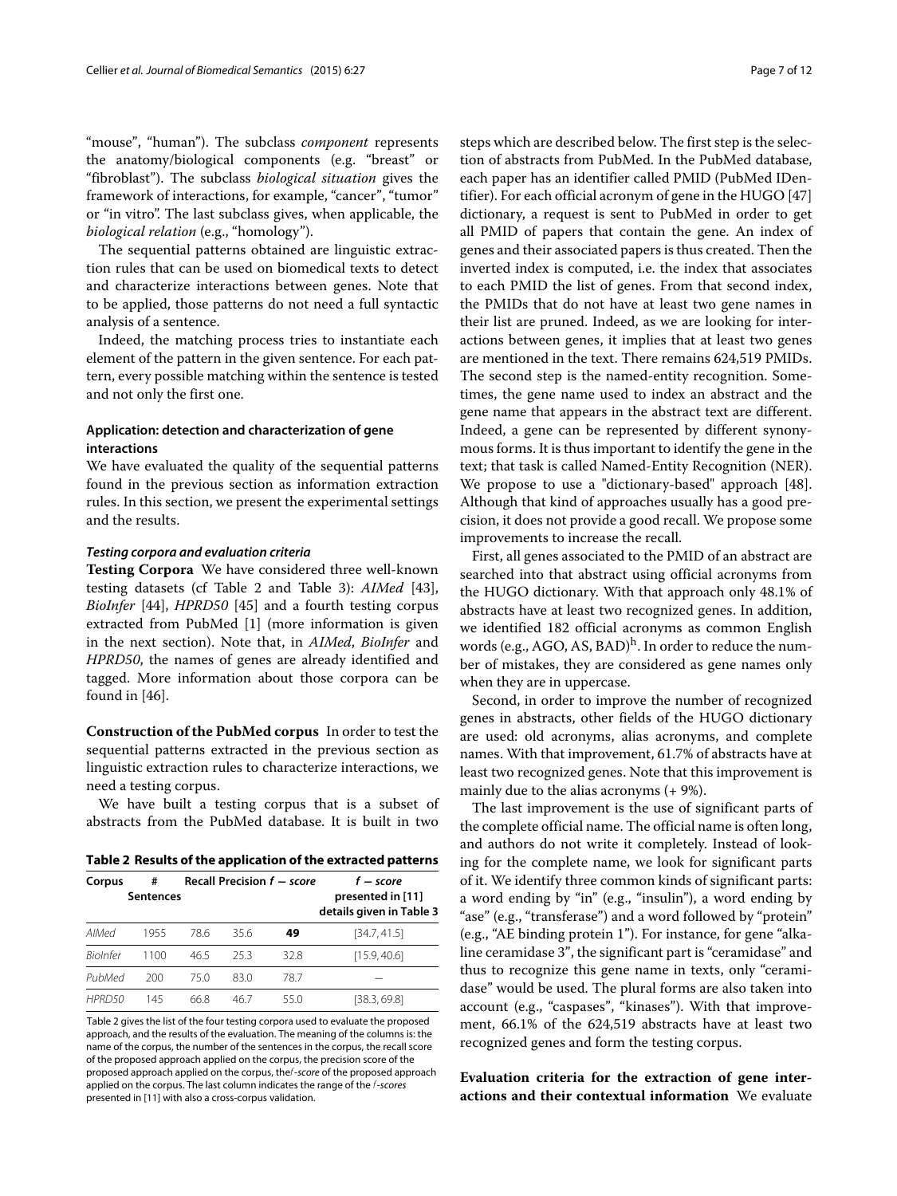"mouse", "human"). The subclass *component* represents the anatomy/biological components (e.g. "breast" or "fibroblast"). The subclass *biological situation* gives the framework of interactions, for example, "cancer", "tumor" or "in vitro". The last subclass gives, when applicable, the *biological relation* (e.g., "homology").

The sequential patterns obtained are linguistic extraction rules that can be used on biomedical texts to detect and characterize interactions between genes. Note that to be applied, those patterns do not need a full syntactic analysis of a sentence.

Indeed, the matching process tries to instantiate each element of the pattern in the given sentence. For each pattern, every possible matching within the sentence is tested and not only the first one.

### Application: detection and characterization of gene interactions

We have evaluated the quality of the sequential patterns found in the previous section as information extraction rules. In this section, we present the experimental settings and the results.

#### *Testing corpora and evaluation criteria*

**Testing Corpora** We have considered three well-known testing datasets (cf Table 2 and Table 3): *AIMed* [43], *BioInfer* [44], *HPRD50* [45] and a fourth testing corpus extracted from PubMed [1] (more information is given in the next section). Note that, in *AIMed*, *BioInfer* and *HPRD50*, the names of genes are already identified and tagged. More information about those corpora can be found in [46].

**Construction of the PubMed corpus** In order to test the sequential patterns extracted in the previous section as linguistic extraction rules to characterize interactions, we need a testing corpus.

We have built a testing corpus that is a subset of abstracts from the PubMed database. It is built in two

**Table 2 Results of the application of the extracted patterns**

| Corpus | # Sentences | Recall | Precision | *f − score* | *f − score* presented in [11] details given in Table 3 |
|---|---|---|---|---|---|
| *AIMed* | 1955 | 78.6 | 35.6 | **49** | [34.7, 41.5] |
| *BioInfer* | 1100 | 46.5 | 25.3 | 32.8 | [15.9, 40.6] |
| *PubMed* | 200 | 75.0 | 83.0 | 78.7 | – |
| *HPRD50* | 145 | 66.8 | 46.7 | 55.0 | [38.3, 69.8] |

Table 2 gives the list of the four testing corpora used to evaluate the proposed approach, and the results of the evaluation. The meaning of the columns is: the name of the corpus, the number of the sentences in the corpus, the recall score of the proposed approach applied on the corpus, the precision score of the proposed approach applied on the corpus, the *f-score* of the proposed approach applied on the corpus. The last column indicates the range of the *f-scores* presented in [11] with also a cross-corpus validation.

steps which are described below. The first step is the selection of abstracts from PubMed. In the PubMed database, each paper has an identifier called PMID (PubMed IDentifier). For each official acronym of gene in the HUGO [47] dictionary, a request is sent to PubMed in order to get all PMID of papers that contain the gene. An index of genes and their associated papers is thus created. Then the inverted index is computed, i.e. the index that associates to each PMID the list of genes. From that second index, the PMIDs that do not have at least two gene names in their list are pruned. Indeed, as we are looking for interactions between genes, it implies that at least two genes are mentioned in the text. There remains 624,519 PMIDs. The second step is the named-entity recognition. Sometimes, the gene name used to index an abstract and the gene name that appears in the abstract text are different. Indeed, a gene can be represented by different synonymous forms. It is thus important to identify the gene in the text; that task is called Named-Entity Recognition (NER). We propose to use a "dictionary-based" approach [48]. Although that kind of approaches usually has a good precision, it does not provide a good recall. We propose some improvements to increase the recall.

First, all genes associated to the PMID of an abstract are searched into that abstract using official acronyms from the HUGO dictionary. With that approach only 48.1% of abstracts have at least two recognized genes. In addition, we identified 182 official acronyms as common English words (e.g., AGO, AS, BAD)[h]. In order to reduce the number of mistakes, they are considered as gene names only when they are in uppercase.

Second, in order to improve the number of recognized genes in abstracts, other fields of the HUGO dictionary are used: old acronyms, alias acronyms, and complete names. With that improvement, 61.7% of abstracts have at least two recognized genes. Note that this improvement is mainly due to the alias acronyms (+ 9%).

The last improvement is the use of significant parts of the complete official name. The official name is often long, and authors do not write it completely. Instead of looking for the complete name, we look for significant parts of it. We identify three common kinds of significant parts: a word ending by "in" (e.g., "insulin"), a word ending by "ase" (e.g., "transferase") and a word followed by "protein" (e.g., "AE binding protein 1"). For instance, for gene "alkaline ceramidase 3", the significant part is "ceramidase" and thus to recognize this gene name in texts, only "ceramidase" would be used. The plural forms are also taken into account (e.g., "caspases", "kinases"). With that improvement, 66.1% of the 624,519 abstracts have at least two recognized genes and form the testing corpus.

**Evaluation criteria for the extraction of gene interactions and their contextual information** We evaluate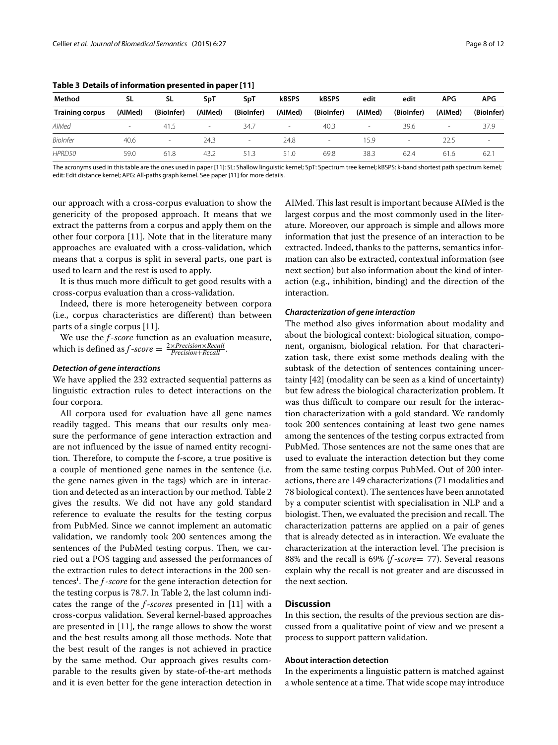**Table 3 Details of information presented in paper [11]**

| Method | SL | SL | SpT | SpT | kBSPS | kBSPS | edit | edit | APG | APG |
|---|---|---|---|---|---|---|---|---|---|---|
| **Training corpus** | **(AIMed)** | **(BioInfer)** | **(AIMed)** | **(BioInfer)** | **(AIMed)** | **(BioInfer)** | **(AIMed)** | **(BioInfer)** | **(AIMed)** | **(BioInfer)** |
| *AIMed* | - | 41.5 | - | 34.7 | - | 40.3 | - | 39.6 | - | 37.9 |
| *BioInfer* | 40.6 | - | 24.3 | - | 24.8 | - | 15.9 | - | 22.5 | - |
| *HPRD50* | 59.0 | 61.8 | 43.2 | 51.3 | 51.0 | 69.8 | 38.3 | 62.4 | 61.6 | 62.1 |

The acronyms used in this table are the ones used in paper [11]: SL: Shallow linguistic kernel; SpT: Spectrum tree kernel; kBSPS: k-band shortest path spectrum kernel; edit: Edit distance kernel; APG: All-paths graph kernel. See paper [11] for more details.

our approach with a cross-corpus evaluation to show the genericity of the proposed approach. It means that we extract the patterns from a corpus and apply them on the other four corpora [11]. Note that in the literature many approaches are evaluated with a cross-validation, which means that a corpus is split in several parts, one part is used to learn and the rest is used to apply.

It is thus much more difficult to get good results with a cross-corpus evaluation than a cross-validation.

Indeed, there is more heterogeneity between corpora (i.e., corpus characteristics are different) than between parts of a single corpus [11].

We use the *f-score* function as an evaluation measure, which is defined as $f\text{-}score = \frac{2 \times Precision \times Recall}{Precision + Recall}$.

#### Detection of gene interactions

We have applied the 232 extracted sequential patterns as linguistic extraction rules to detect interactions on the four corpora.

All corpora used for evaluation have all gene names readily tagged. This means that our results only measure the performance of gene interaction extraction and are not influenced by the issue of named entity recognition. Therefore, to compute the f-score, a true positive is a couple of mentioned gene names in the sentence (i.e. the gene names given in the tags) which are in interaction and detected as an interaction by our method. Table 2 gives the results. We did not have any gold standard reference to evaluate the results for the testing corpus from PubMed. Since we cannot implement an automatic validation, we randomly took 200 sentences among the sentences of the PubMed testing corpus. Then, we carried out a POS tagging and assessed the performances of the extraction rules to detect interactions in the 200 sentences[i]. The *f-score* for the gene interaction detection for the testing corpus is 78.7. In Table 2, the last column indicates the range of the *f-scores* presented in [11] with a cross-corpus validation. Several kernel-based approaches are presented in [11], the range allows to show the worst and the best results among all those methods. Note that the best result of the ranges is not achieved in practice by the same method. Our approach gives results comparable to the results given by state-of-the-art methods and it is even better for the gene interaction detection in AIMed. This last result is important because AIMed is the largest corpus and the most commonly used in the literature. Moreover, our approach is simple and allows more information that just the presence of an interaction to be extracted. Indeed, thanks to the patterns, semantics information can also be extracted, contextual information (see next section) but also information about the kind of interaction (e.g., inhibition, binding) and the direction of the interaction.

#### Characterization of gene interaction

The method also gives information about modality and about the biological context: biological situation, component, organism, biological relation. For that characterization task, there exist some methods dealing with the subtask of the detection of sentences containing uncertainty [42] (modality can be seen as a kind of uncertainty) but few adress the biological characterization problem. It was thus difficult to compare our result for the interaction characterization with a gold standard. We randomly took 200 sentences containing at least two gene names among the sentences of the testing corpus extracted from PubMed. Those sentences are not the same ones that are used to evaluate the interaction detection but they come from the same testing corpus PubMed. Out of 200 interactions, there are 149 characterizations (71 modalities and 78 biological context). The sentences have been annotated by a computer scientist with specialisation in NLP and a biologist. Then, we evaluated the precision and recall. The characterization patterns are applied on a pair of genes that is already detected as in interaction. We evaluate the characterization at the interaction level. The precision is 88% and the recall is 69% (*f-score*= 77). Several reasons explain why the recall is not greater and are discussed in the next section.

## Discussion

In this section, the results of the previous section are discussed from a qualitative point of view and we present a process to support pattern validation.

### About interaction detection

In the experiments a linguistic pattern is matched against a whole sentence at a time. That wide scope may introduce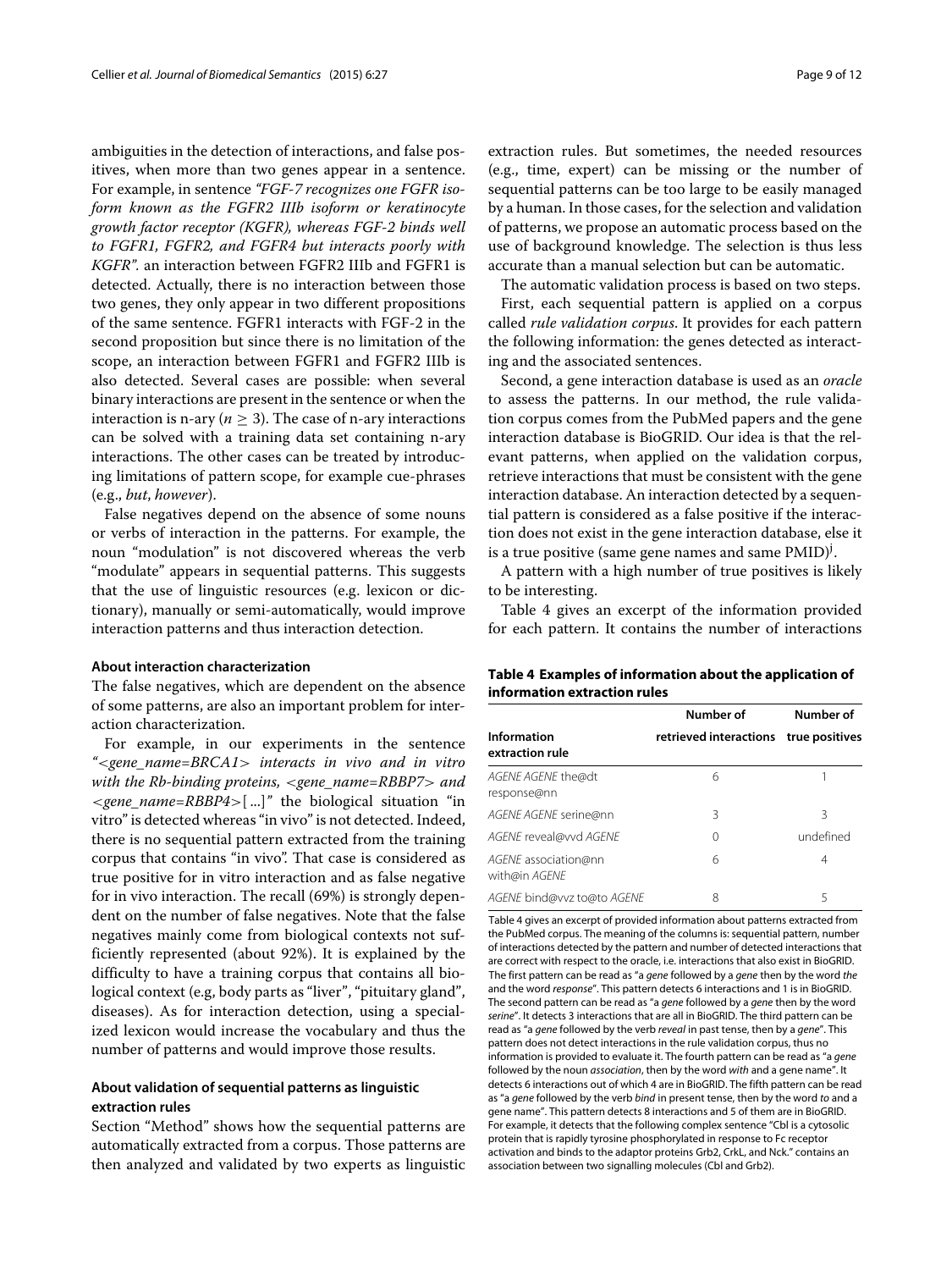ambiguities in the detection of interactions, and false positives, when more than two genes appear in a sentence. For example, in sentence *"FGF-7 recognizes one FGFR isoform known as the FGFR2 IIIb isoform or keratinocyte growth factor receptor (KGFR), whereas FGF-2 binds well to FGFR1, FGFR2, and FGFR4 but interacts poorly with KGFR".* an interaction between FGFR2 IIIb and FGFR1 is detected. Actually, there is no interaction between those two genes, they only appear in two different propositions of the same sentence. FGFR1 interacts with FGF-2 in the second proposition but since there is no limitation of the scope, an interaction between FGFR1 and FGFR2 IIIb is also detected. Several cases are possible: when several binary interactions are present in the sentence or when the interaction is n-ary ($n \geq 3$). The case of n-ary interactions can be solved with a training data set containing n-ary interactions. The other cases can be treated by introducing limitations of pattern scope, for example cue-phrases (e.g., *but*, *however*).

False negatives depend on the absence of some nouns or verbs of interaction in the patterns. For example, the noun "modulation" is not discovered whereas the verb "modulate" appears in sequential patterns. This suggests that the use of linguistic resources (e.g. lexicon or dictionary), manually or semi-automatically, would improve interaction patterns and thus interaction detection.

#### About interaction characterization

The false negatives, which are dependent on the absence of some patterns, are also an important problem for interaction characterization.

For example, in our experiments in the sentence *"<gene_name=BRCA1> interacts in vivo and in vitro with the Rb-binding proteins, <gene_name=RBBP7> and <gene_name=RBBP4>[...]"* the biological situation "in vitro" is detected whereas "in vivo" is not detected. Indeed, there is no sequential pattern extracted from the training corpus that contains "in vivo". That case is considered as true positive for in vitro interaction and as false negative for in vivo interaction. The recall (69%) is strongly dependent on the number of false negatives. Note that the false negatives mainly come from biological contexts not sufficiently represented (about 92%). It is explained by the difficulty to have a training corpus that contains all biological context (e.g, body parts as "liver", "pituitary gland", diseases). As for interaction detection, using a specialized lexicon would increase the vocabulary and thus the number of patterns and would improve those results.

#### About validation of sequential patterns as linguistic extraction rules

Section "Method" shows how the sequential patterns are automatically extracted from a corpus. Those patterns are then analyzed and validated by two experts as linguistic extraction rules. But sometimes, the needed resources (e.g., time, expert) can be missing or the number of sequential patterns can be too large to be easily managed by a human. In those cases, for the selection and validation of patterns, we propose an automatic process based on the use of background knowledge. The selection is thus less accurate than a manual selection but can be automatic.

The automatic validation process is based on two steps.

First, each sequential pattern is applied on a corpus called *rule validation corpus*. It provides for each pattern the following information: the genes detected as interacting and the associated sentences.

Second, a gene interaction database is used as an *oracle* to assess the patterns. In our method, the rule validation corpus comes from the PubMed papers and the gene interaction database is BioGRID. Our idea is that the relevant patterns, when applied on the validation corpus, retrieve interactions that must be consistent with the gene interaction database. An interaction detected by a sequential pattern is considered as a false positive if the interaction does not exist in the gene interaction database, else it is a true positive (same gene names and same PMID)[j].

A pattern with a high number of true positives is likely to be interesting.

Table 4 gives an excerpt of the information provided for each pattern. It contains the number of interactions

**Table 4 Examples of information about the application of information extraction rules**

| Information extraction rule | Number of retrieved interactions | Number of true positives |
|---|---|---|
| *AGENE AGENE* the@dt response@nn | 6 | 1 |
| *AGENE AGENE* serine@nn | 3 | 3 |
| *AGENE* reveal@vvd *AGENE* | 0 | undefined |
| *AGENE* association@nn with@in *AGENE* | 6 | 4 |
| *AGENE* bind@vvz to@to *AGENE* | 8 | 5 |

Table 4 gives an excerpt of provided information about patterns extracted from the PubMed corpus. The meaning of the columns is: sequential pattern, number of interactions detected by the pattern and number of detected interactions that are correct with respect to the oracle, i.e. interactions that also exist in BioGRID. The first pattern can be read as "a *gene* followed by a *gene* then by the word *the* and the word *response*". This pattern detects 6 interactions and 1 is in BioGRID. The second pattern can be read as "a *gene* followed by a *gene* then by the word *serine*". It detects 3 interactions that are all in BioGRID. The third pattern can be read as "a *gene* followed by the verb *reveal* in past tense, then by a *gene*". This pattern does not detect interactions in the rule validation corpus, thus no information is provided to evaluate it. The fourth pattern can be read as "a *gene* followed by the noun *association*, then by the word *with* and a gene name". It detects 6 interactions out of which 4 are in BioGRID. The fifth pattern can be read as "a *gene* followed by the verb *bind* in present tense, then by the word *to* and a gene name". This pattern detects 8 interactions and 5 of them are in BioGRID. For example, it detects that the following complex sentence "Cbl is a cytosolic protein that is rapidly tyrosine phosphorylated in response to Fc receptor activation and binds to the adaptor proteins Grb2, CrkL, and Nck." contains an association between two signalling molecules (Cbl and Grb2).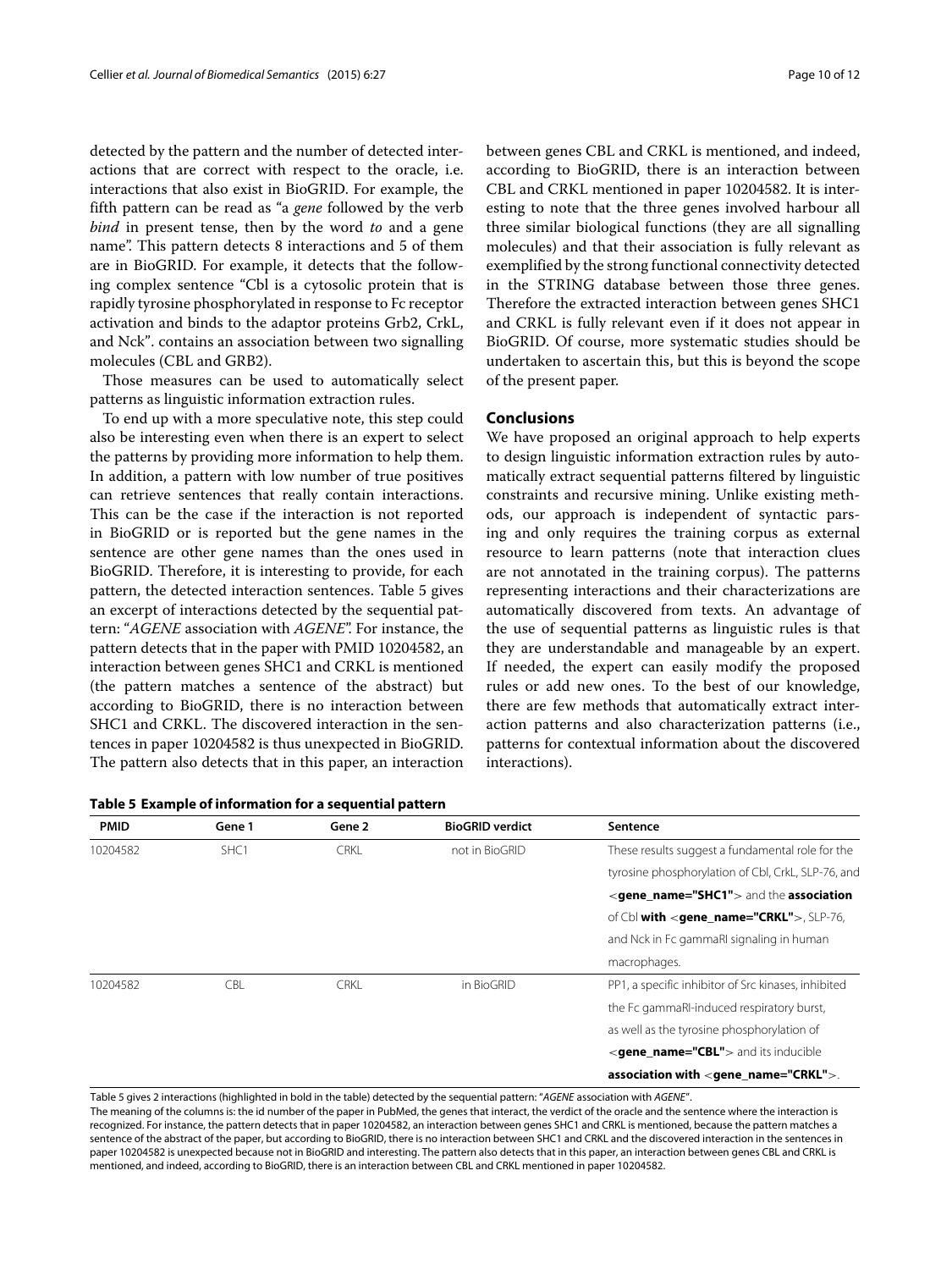detected by the pattern and the number of detected interactions that are correct with respect to the oracle, i.e. interactions that also exist in BioGRID. For example, the fifth pattern can be read as "a *gene* followed by the verb *bind* in present tense, then by the word *to* and a gene name". This pattern detects 8 interactions and 5 of them are in BioGRID. For example, it detects that the following complex sentence "Cbl is a cytosolic protein that is rapidly tyrosine phosphorylated in response to Fc receptor activation and binds to the adaptor proteins Grb2, CrkL, and Nck". contains an association between two signalling molecules (CBL and GRB2).

Those measures can be used to automatically select patterns as linguistic information extraction rules.

To end up with a more speculative note, this step could also be interesting even when there is an expert to select the patterns by providing more information to help them. In addition, a pattern with low number of true positives can retrieve sentences that really contain interactions. This can be the case if the interaction is not reported in BioGRID or is reported but the gene names in the sentence are other gene names than the ones used in BioGRID. Therefore, it is interesting to provide, for each pattern, the detected interaction sentences. Table 5 gives an excerpt of interactions detected by the sequential pattern: "*AGENE* association with *AGENE*". For instance, the pattern detects that in the paper with PMID 10204582, an interaction between genes SHC1 and CRKL is mentioned (the pattern matches a sentence of the abstract) but according to BioGRID, there is no interaction between SHC1 and CRKL. The discovered interaction in the sentences in paper 10204582 is thus unexpected in BioGRID. The pattern also detects that in this paper, an interaction between genes CBL and CRKL is mentioned, and indeed, according to BioGRID, there is an interaction between CBL and CRKL mentioned in paper 10204582. It is interesting to note that the three genes involved harbour all three similar biological functions (they are all signalling molecules) and that their association is fully relevant as exemplified by the strong functional connectivity detected in the STRING database between those three genes. Therefore the extracted interaction between genes SHC1 and CRKL is fully relevant even if it does not appear in BioGRID. Of course, more systematic studies should be undertaken to ascertain this, but this is beyond the scope of the present paper.

## Conclusions

We have proposed an original approach to help experts to design linguistic information extraction rules by automatically extract sequential patterns filtered by linguistic constraints and recursive mining. Unlike existing methods, our approach is independent of syntactic parsing and only requires the training corpus as external resource to learn patterns (note that interaction clues are not annotated in the training corpus). The patterns representing interactions and their characterizations are automatically discovered from texts. An advantage of the use of sequential patterns as linguistic rules is that they are understandable and manageable by an expert. If needed, the expert can easily modify the proposed rules or add new ones. To the best of our knowledge, there are few methods that automatically extract interaction patterns and also characterization patterns (i.e., patterns for contextual information about the discovered interactions).

**Table 5 Example of information for a sequential pattern**

| PMID | Gene 1 | Gene 2 | BioGRID verdict | Sentence |
|---|---|---|---|---|
| 10204582 | SHC1 | CRKL | not in BioGRID | These results suggest a fundamental role for the tyrosine phosphorylation of Cbl, CrkL, SLP-76, and <**gene_name="SHC1"**> and the **association** of Cbl **with** <**gene_name="CRKL"**>, SLP-76, and Nck in Fc gammaRI signaling in human macrophages. |
| 10204582 | CBL | CRKL | in BioGRID | PP1, a specific inhibitor of Src kinases, inhibited the Fc gammaRI-induced respiratory burst, as well as the tyrosine phosphorylation of <**gene_name="CBL"**> and its inducible **association with** <**gene_name="CRKL"**>. |

Table 5 gives 2 interactions (highlighted in bold in the table) detected by the sequential pattern: "*AGENE* association with *AGENE*".
The meaning of the columns is: the id number of the paper in PubMed, the genes that interact, the verdict of the oracle and the sentence where the interaction is recognized. For instance, the pattern detects that in paper 10204582, an interaction between genes SHC1 and CRKL is mentioned, because the pattern matches a sentence of the abstract of the paper, but according to BioGRID, there is no interaction between SHC1 and CRKL and the discovered interaction in the sentences in paper 10204582 is unexpected because not in BioGRID and interesting. The pattern also detects that in this paper, an interaction between genes CBL and CRKL is mentioned, and indeed, according to BioGRID, there is an interaction between CBL and CRKL mentioned in paper 10204582.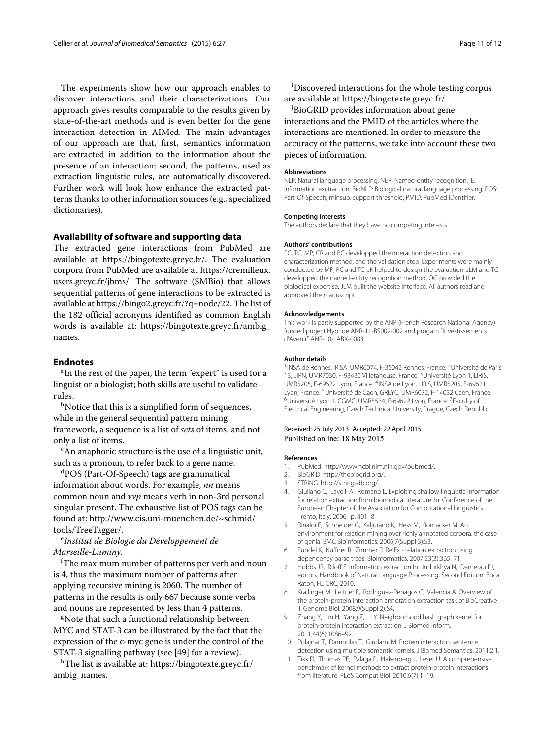The experiments show how our approach enables to discover interactions and their characterizations. Our approach gives results comparable to the results given by state-of-the-art methods and is even better for the gene interaction detection in AIMed. The main advantages of our approach are that, first, semantics information are extracted in addition to the information about the presence of an interaction; second, the patterns, used as extraction linguistic rules, are automatically discovered. Further work will look how enhance the extracted patterns thanks to other information sources (e.g., specialized dictionaries).

## Availability of software and supporting data

The extracted gene interactions from PubMed are available at https://bingotexte.greyc.fr/. The evaluation corpora from PubMed are available at https://cremilleux.users.greyc.fr/jbms/. The software (SMBio) that allows sequential patterns of gene interactions to be extracted is available at https://bingo2.greyc.fr/?q=node/22. The list of the 182 official acronyms identified as common English words is available at: https://bingotexte.greyc.fr/ambig_names.

## Endnotes

[a]In the rest of the paper, the term "expert" is used for a linguist or a biologist; both skills are useful to validate rules.

[b]Notice that this is a simplified form of sequences, while in the general sequential pattern mining framework, a sequence is a list of *sets* of items, and not only a list of items.

[c]An anaphoric structure is the use of a linguistic unit, such as a pronoun, to refer back to a gene name.

[d]POS (Part-Of-Speech) tags are grammatical information about words. For example, *nn* means common noun and *vvp* means verb in non-3rd personal singular present. The exhaustive list of POS tags can be found at: http://www.cis.uni-muenchen.de/~schmid/tools/TreeTagger/.

[e]*Institut de Biologie du Développement de Marseille-Luminy*.

[f]The maximum number of patterns per verb and noun is 4, thus the maximum number of patterns after applying recursive mining is 2060. The number of patterns in the results is only 667 because some verbs and nouns are represented by less than 4 patterns.

[g]Note that such a functional relationship between MYC and STAT-3 can be illustrated by the fact that the expression of the c-myc gene is under the control of the STAT-3 signalling pathway (see [49] for a review).

[h]The list is available at: https://bingotexte.greyc.fr/ambig_names.

[i]Discovered interactions for the whole testing corpus are available at https://bingotexte.greyc.fr/.

[j]BioGRID provides information about gene interactions and the PMID of the articles where the interactions are mentioned. In order to measure the accuracy of the patterns, we take into account these two pieces of information.

#### Abbreviations

NLP: Natural language processing; NER: Named-entity recognition; IE: Information exctraction; BioNLP: Biological natural language processing; POS: Part-Of-Speech; minsup: support threshold; PMID: PubMed IDentifier.

#### Competing interests

The authors declare that they have no competing interests.

#### Authors' contributions

PC, TC, MP, CR and BC developped the interaction detection and characterization method, and the validation step. Experiments were mainly conducted by MP, PC and TC. JK helped to design the evaluation. JLM and TC developped the named-entity recognition method. OG provided the biological expertise. JLM built the website interface. All authors read and approved the manuscript.

#### Acknowledgements

This work is partly supported by the ANR (French Research National Agency) funded project Hybride ANR-11-BS002-002 and progam "Investissements d'Avenir" ANR-10-LABX-0083.

#### Author details

[1]INSA de Rennes, IRISA, UMR6074, F-35042 Rennes, France. [2]Université de Paris 13, LIPN, UMR7030, F-93430 Villetaneuse, France. [3]Université Lyon 1, LIRIS, UMR5205, F-69622 Lyon, France. [4]INSA de Lyon, LIRIS, UMR5205, F-69621 Lyon, France. [5]Université de Caen, GREYC, UMR6072, F-14032 Caen, France. [6]Université Lyon 1, CGMC, UMR5534, F-69622 Lyon, France. [7]Faculty of Electrical Engineering, Czech Technical University, Prague, Czech Republic.

Received: 25 July 2013 Accepted: 22 April 2015
Published online: 18 May 2015

#### References

1. PubMed. http://www.ncbi.nlm.nih.gov/pubmed/.
2. BioGRID. http://thebiogrid.org/.
3. STRING. http://string-db.org/.
4. Giuliano C, Lavelli A, Romano L. Exploiting shallow linguistic information for relation extraction from biomedical literature. In: Conference of the European Chapter of the Association for Computational Linguistics. Trento, Italy; 2006. p. 401–8.
5. Rinaldi F, Schneider G, Kaljurand K, Hess M, Romacker M. An environment for relation mining over richly annotated corpora: the case of genia. BMC Bioinformatics. 2006;7(Suppl 3):S3.
6. Fundel K, Küffner R, Zimmer R. RelEx - relation extraction using dependency parse trees. Bioinformatics. 2007;23(3):365–71.
7. Hobbs JR, Riloff E. Information extraction In: Indurkhya N, Damerau FJ, editors. Handbook of Natural Language Processing, Second Edition. Boca Raton, FL: CRC; 2010.
8. Krallinger M, Leitner F, Rodriguez-Penagos C, Valencia A. Overview of the protein-protein interaction annotation extraction task of BioCreative II. Genome Biol. 2008;9(Suppl 2):S4.
9. Zhang Y, Lin H, Yang Z, Li Y. Neighborhood hash graph kernel for protein-protein interaction extraction. J Biomed Inform. 2011;44(6):1086–92.
10. Polajnar T, Damoulas T, Girolami M. Protein interaction sentence detection using multiple semantic kernels. J Biomed Semantics. 2011;2:1.
11. Tikk D, Thomas PE, Palaga P, Hakenberg J, Leser U. A comprehensive benchmark of kernel methods to extract protein-protein interactions from literature. PLoS Comput Biol. 2010;6(7):1–19.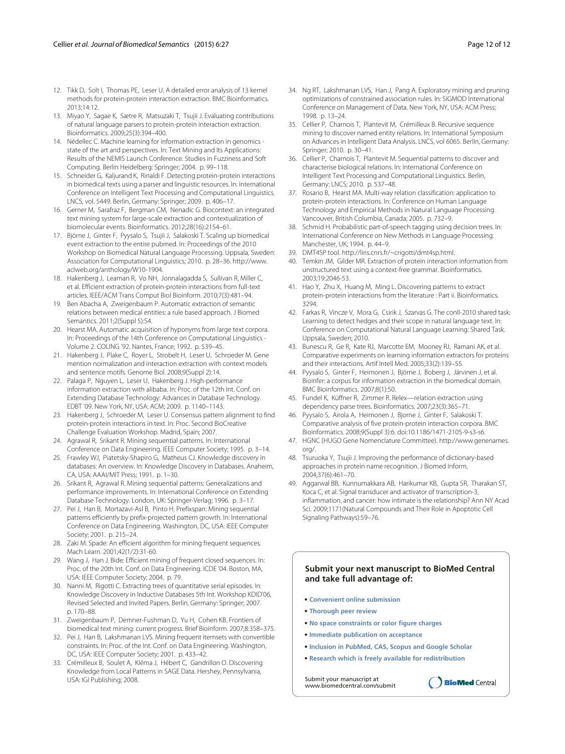12. Tikk D, Solt I, Thomas PE, Leser U. A detailed error analysis of 13 kernel methods for protein-protein interaction extraction. BMC Bioinformatics. 2013;14:12.
13. Miyao Y, Sagae K, Sætre R, Matsuzaki T, Tsujii J. Evaluating contributions of natural language parsers to protein-protein interaction extraction. Bioinformatics. 2009;25(3):394–400.
14. Nédellec C. Machine learning for information extraction in genomics - state of the art and perspectives. In: Text Mining and Its Applications: Results of the NEMIS Launch Conference. Studies in Fuzziness and Soft Computing. Berlin Heidelberg: Springer; 2004. p. 99–118.
15. Schneider G, Kaljurand K, Rinaldi F. Detecting protein-protein interactions in biomedical texts using a parser and linguistic resources. In: International Conference on Intelligent Text Processing and Computational Linguistics. LNCS, vol. 5449. Berlin, Germany: Springer; 2009. p. 406–17.
16. Gerner M, Sarafraz F, Bergman CM, Nenadic G. Biocontext: an integrated text mining system for large-scale extraction and contextualization of biomolecular events. Bioinformatics. 2012;28(16):2154–61.
17. Björne J, Ginter F, Pyysalo S, Tsujii J, Salakoski T. Scaling up biomedical event extraction to the entire pubmed. In: Proceedings of the 2010 Workshop on Biomedical Natural Language Processing. Uppsala, Sweden: Association for Computational Linguistics; 2010. p. 28–36. http://www.aclweb.org/anthology/W10-1904.
18. Hakenberg J, Leaman R, Vo NH, Jonnalagadda S, Sullivan R, Miller C, et al. Efficient extraction of protein-protein interactions from full-text articles. IEEE/ACM Trans Comput Biol Bioinform. 2010;7(3):481–94.
19. Ben Abacha A, Zweigenbaum P. Automatic extraction of semantic relations between medical entities: a rule based approach. J Biomed Semantics. 2011;2(Suppl 5):S4.
20. Hearst MA. Automatic acquisition of hyponyms from large text corpora. In: Proceedings of the 14th Conference on Computational Linguistics - Volume 2. COLING '92. Nantes, France; 1992. p. 539–45.
21. Hakenberg J, Plake C, Royer L, Strobelt H, Leser U, Schroeder M. Gene mention normalization and interaction extraction with context models and sentence motifs. Genome Biol. 2008;9(Suppl 2):14.
22. Palaga P, Nguyen L, Leser U, Hakenberg J. High-performance information extraction with alibaba. In: Proc. of the 12th Int. Conf. on Extending Database Technology: Advances in Database Technology. EDBT '09. New York, NY, USA: ACM; 2009. p. 1140–1143.
23. Hakenberg J, Schroeder M, Leser U. Consensus pattern alignment to find protein-protein interactions in text. In: Proc. Second BioCreative Challenge Evaluation Workshop. Madrid, Spain; 2007.
24. Agrawal R, Srikant R. Mining sequential patterns. In: International Conference on Data Engineering. IEEE Computer Society; 1995. p. 3–14.
25. Frawley WJ, Piatetsky-Shapiro G, Matheus CJ. Knowledge discovery in databases: An overview. In: Knowledge Discovery in Databases. Anaheim, CA, USA: AAAI/MIT Press; 1991. p. 1–30.
26. Srikant R, Agrawal R. Mining sequential patterns: Generalizations and performance improvements. In: International Conference on Extending Database Technology. London, UK: Springer-Verlag; 1996. p. 3–17.
27. Pei J, Han B, Mortazavi-Asl B, Pinto H. Prefixspan: Mining sequential patterns efficiently by prefix-projected pattern growth. In: International Conference on Data Engineering. Washington, DC, USA: IEEE Computer Society; 2001. p. 215–24.
28. Zaki M. Spade: An efficient algorithm for mining frequent sequences. Mach Learn. 2001;42(1/2):31-60.
29. Wang J, Han J. Bide: Efficient mining of frequent closed sequences. In: Proc. of the 20th Int. Conf. on Data Engineering. ICDE '04. Boston, MA, USA: IEEE Computer Society; 2004. p. 79.
30. Nanni M, Rigotti C. Extracting trees of quantitative serial episodes. In: Knowledge Discovery in Inductive Databases 5th Int. Workshop KDID'06, Revised Selected and Invited Papers. Berlin, Germany: Springer; 2007. p. 170–88.
31. Zweigenbaum P, Demner-Fushman D, Yu H, Cohen KB. Frontiers of biomedical text mining: current progress. Brief Bioinform. 2007;8:358–375.
32. Pei J, Han B, Lakshmanan LVS. Mining frequent itemsets with convertible constraints. In: Proc. of the Int. Conf. on Data Engineering. Washington, DC, USA: IEEE Computer Society; 2001. p. 433–42.
33. Crémilleux B, Soulet A, Kléma J, Hébert C, Gandrillon O. Discovering Knowledge from Local Patterns in SAGE Data. Hershey, Pennsylvania, USA: IGI Publishing; 2008.
34. Ng RT, Lakshmanan LVS, Han J, Pang A. Exploratory mining and pruning optimizations of constrained association rules. In: SIGMOD International Conference on Management of Data. New York, NY, USA: ACM Press; 1998. p. 13–24.
35. Cellier P, Charnois T, Plantevit M, Crémilleux B. Recursive sequence mining to discover named entity relations. In: International Symposium on Advances in Intelligent Data Analysis. LNCS, vol 6065. Berlin, Germany: Springer; 2010. p. 30–41.
36. Cellier P, Charnois T, Plantevit M. Sequential patterns to discover and characterise biological relations. In: International Conference on Intelligent Text Processing and Computational Linguistics. Berlin, Germany: LNCS; 2010. p. 537–48.
37. Rosario B, Hearst MA. Multi-way relation classification: application to protein-protein interactions. In: Conference on Human Language Technology and Empirical Methods in Natural Language Processing. Vancouver, British Columbia, Canada; 2005. p. 732–9.
38. Schmid H. Probabilistic part-of-speech tagging using decision trees. In: International Conference on New Methods in Language Processing. Manchester, UK; 1994. p. 44–9.
39. DMT4SP tool. http://liris.cnrs.fr/~crigotti/dmt4sp.html.
40. Temkin JM, Gilder MR. Extraction of protein interaction information from unstructured text using a context-free grammar. Bioinformatics. 2003;19:2046-53.
41. Hao Y, Zhu X, Huang M, Ming L. Discovering patterns to extract protein-protein interactions from the literature : Part ii. Bioinformatics. 3294.
42. Farkas R, Vincze V, Mora G, Csirik J, Szarvas G. The conll-2010 shared task: Learning to detect hedges and their scope in natural language text. In: Conference on Computational Natural Language Learning: Shared Task. Uppsala, Sweden; 2010.
43. Bunescu R, Ge R, Kate RJ, Marcotte EM, Mooney RJ, Ramani AK, et al. Comparative experiments on learning information extractors for proteins and their interactions. Artif Intell Med. 2005;33(2):139–55.
44. Pyysalo S, Ginter F, Heimonen J, Björne J, Boberg J, Järvinen J, et al. Bioinfer: a corpus for information extraction in the biomedical domain. BMC Bioinformatics. 2007;8(1):50.
45. Fundel K, Küffner R, Zimmer R. Relex—relation extraction using dependency parse trees. Bioinformatics. 2007;23(3):365–71.
46. Pyysalo S, Airola A, Heimonen J, Bjorne J, Ginter F, Salakoski T. Comparative analysis of five protein-protein interaction corpora. BMC Bioinformatics. 2008;9(Suppl 3):6. doi:10.1186/1471-2105-9-s3-s6.
47. HGNC (HUGO Gene Nomenclature Committee). http://www.genenames.org/.
48. Tsuruoka Y, Tsujii J. Improving the performance of dictionary-based approaches in protein name recognition. J Biomed Inform. 2004;37(6):461–70.
49. Aggarwal BB, Kunnumakkara AB, Harikumar KB, Gupta SR, Tharakan ST, Koca C, et al. Signal transducer and activator of transcription-3, inflammation, and cancer: how intimate is the relationship? Ann NY Acad Sci. 2009;1171(Natural Compounds and Their Role in Apoptotic Cell Signaling Pathways):59–76.

**Submit your next manuscript to BioMed Central and take full advantage of:**

- **Convenient online submission**
- **Thorough peer review**
- **No space constraints or color figure charges**
- **Immediate publication on acceptance**
- **Inclusion in PubMed, CAS, Scopus and Google Scholar**
- **Research which is freely available for redistribution**

Submit your manuscript at
www.biomedcentral.com/submit

BioMed Central